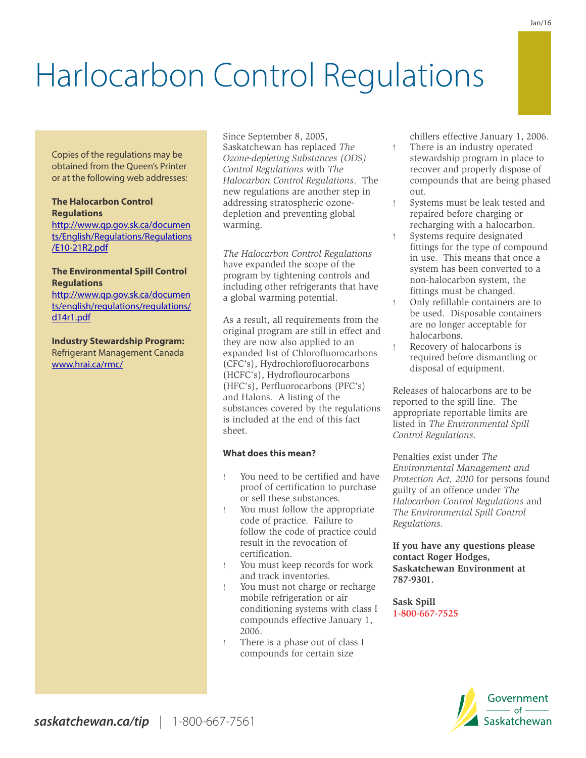# Harlocarbon Control Regulations

Copies of the regulations may be obtained from the Queen's Printer or at the following web addresses:

**The Halocarbon Control Regulations**
http://www.qp.gov.sk.ca/documents/English/Regulations/Regulations/E10-21R2.pdf

**The Environmental Spill Control Regulations**
http://www.qp.gov.sk.ca/documents/english/regulations/regulations/d14r1.pdf

**Industry Stewardship Program:**
Refrigerant Management Canada
www.hrai.ca/rmc/

Since September 8, 2005, Saskatchewan has replaced *The Ozone-depleting Substances (ODS) Control Regulations* with *The Halocarbon Control Regulations*. The new regulations are another step in addressing stratospheric ozone-depletion and preventing global warming.

*The Halocarbon Control Regulations* have expanded the scope of the program by tightening controls and including other refrigerants that have a global warming potential.

As a result, all requirements from the original program are still in effect and they are now also applied to an expanded list of Chlorofluorocarbons (CFC's), Hydrochlorofluorocarbons (HCFC's), Hydroflourocarbons (HFC's), Perfluorocarbons (PFC's) and Halons. A listing of the substances covered by the regulations is included at the end of this fact sheet.

**What does this mean?**

- You need to be certified and have proof of certification to purchase or sell these substances.
- You must follow the appropriate code of practice. Failure to follow the code of practice could result in the revocation of certification.
- You must keep records for work and track inventories.
- You must not charge or recharge mobile refrigeration or air conditioning systems with class I compounds effective January 1, 2006.
- There is a phase out of class I compounds for certain size chillers effective January 1, 2006.
- There is an industry operated stewardship program in place to recover and properly dispose of compounds that are being phased out.
- Systems must be leak tested and repaired before charging or recharging with a halocarbon.
- Systems require designated fittings for the type of compound in use. This means that once a system has been converted to a non-halocarbon system, the fittings must be changed.
- Only refillable containers are to be used. Disposable containers are no longer acceptable for halocarbons.
- Recovery of halocarbons is required before dismantling or disposal of equipment.

Releases of halocarbons are to be reported to the spill line. The appropriate reportable limits are listed in *The Environmental Spill Control Regulations*.

Penalties exist under *The Environmental Management and Protection Act, 2010* for persons found guilty of an offence under *The Halocarbon Control Regulations* and *The Environmental Spill Control Regulations.*

**If you have any questions please contact Roger Hodges, Saskatchewan Environment at 787-9301.**

**Sask Spill**
**1-800-667-7525**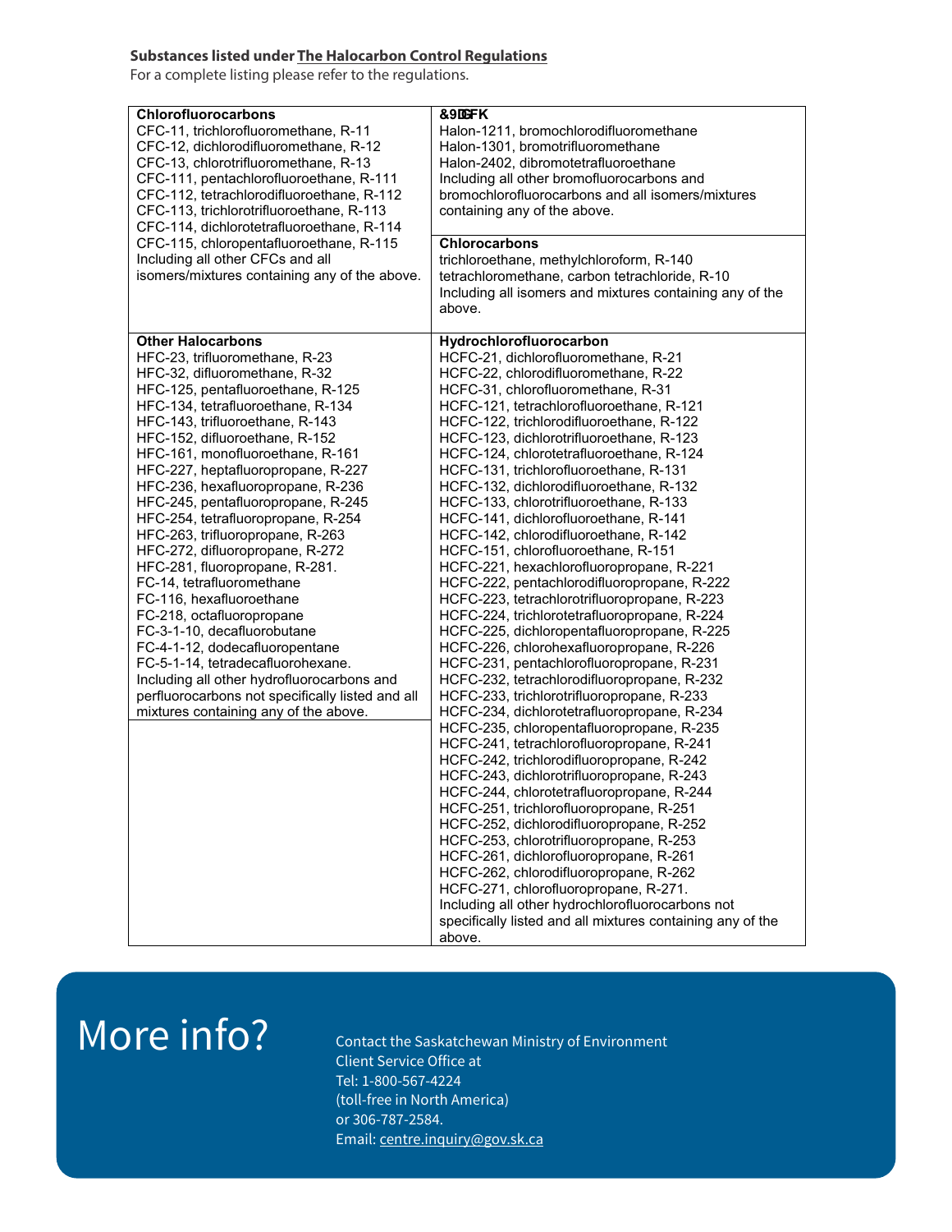**Substances listed under The Halocarbon Control Regulations**

For a complete listing please refer to the regulations.

| | |
|---|---|
| **Chlorofluorocarbons**<br>CFC-11, trichlorofluoromethane, R-11<br>CFC-12, dichlorodifluoromethane, R-12<br>CFC-13, chlorotrifluoromethane, R-13<br>CFC-111, pentachlorofluoroethane, R-111<br>CFC-112, tetrachlorodifluoroethane, R-112<br>CFC-113, trichlorotrifluoroethane, R-113<br>CFC-114, dichlorotetrafluoroethane, R-114<br>CFC-115, chloropentafluoroethane, R-115<br>Including all other CFCs and all isomers/mixtures containing any of the above. | **&9DGFK**<br>Halon-1211, bromochlorodifluoromethane<br>Halon-1301, bromotrifluoromethane<br>Halon-2402, dibromotetrafluoroethane<br>Including all other bromofluorocarbons and bromochlorofluorocarbons and all isomers/mixtures containing any of the above.<br><br>**Chlorocarbons**<br>trichloroethane, methylchloroform, R-140<br>tetrachloromethane, carbon tetrachloride, R-10<br>Including all isomers and mixtures containing any of the above. |
| **Other Halocarbons**<br>HFC-23, trifluoromethane, R-23<br>HFC-32, difluoromethane, R-32<br>HFC-125, pentafluoroethane, R-125<br>HFC-134, tetrafluoroethane, R-134<br>HFC-143, trifluoroethane, R-143<br>HFC-152, difluoroethane, R-152<br>HFC-161, monofluoroethane, R-161<br>HFC-227, heptafluoropropane, R-227<br>HFC-236, hexafluoropropane, R-236<br>HFC-245, pentafluoropropane, R-245<br>HFC-254, tetrafluoropropane, R-254<br>HFC-263, trifluoropropane, R-263<br>HFC-272, difluoropropane, R-272<br>HFC-281, fluoropropane, R-281.<br>FC-14, tetrafluoromethane<br>FC-116, hexafluoroethane<br>FC-218, octafluoropropane<br>FC-3-1-10, decafluorobutane<br>FC-4-1-12, dodecafluoropentane<br>FC-5-1-14, tetradecafluorohexane.<br>Including all other hydrofluorocarbons and perfluorocarbons not specifically listed and all mixtures containing any of the above. | **Hydrochlorofluorocarbon**<br>HCFC-21, dichlorofluoromethane, R-21<br>HCFC-22, chlorodifluoromethane, R-22<br>HCFC-31, chlorofluoromethane, R-31<br>HCFC-121, tetrachlorofluoroethane, R-121<br>HCFC-122, trichlorodifluoroethane, R-122<br>HCFC-123, dichlorotrifluoroethane, R-123<br>HCFC-124, chlorotetrafluoroethane, R-124<br>HCFC-131, trichlorofluoroethane, R-131<br>HCFC-132, dichlorodifluoroethane, R-132<br>HCFC-133, chlorotrifluoroethane, R-133<br>HCFC-141, dichlorofluoroethane, R-141<br>HCFC-142, chlorodifluoroethane, R-142<br>HCFC-151, chlorofluoroethane, R-151<br>HCFC-221, hexachlorofluoropropane, R-221<br>HCFC-222, pentachlorodifluoropropane, R-222<br>HCFC-223, tetrachlorotrifluoropropane, R-223<br>HCFC-224, trichlorotetrafluoropropane, R-224<br>HCFC-225, dichloropentafluoropropane, R-225<br>HCFC-226, chlorohexafluoropropane, R-226<br>HCFC-231, pentachlorofluoropropane, R-231<br>HCFC-232, tetrachlorodifluoropropane, R-232<br>HCFC-233, trichlorotrifluoropropane, R-233<br>HCFC-234, dichlorotetrafluoropropane, R-234<br>HCFC-235, chloropentafluoropropane, R-235<br>HCFC-241, tetrachlorofluoropropane, R-241<br>HCFC-242, trichlorodifluoropropane, R-242<br>HCFC-243, dichlorotrifluoropropane, R-243<br>HCFC-244, chlorotetrafluoropropane, R-244<br>HCFC-251, trichlorofluoropropane, R-251<br>HCFC-252, dichlorodifluoropropane, R-252<br>HCFC-253, chlorotrifluoropropane, R-253<br>HCFC-261, dichlorofluoropropane, R-261<br>HCFC-262, chlorodifluoropropane, R-262<br>HCFC-271, chlorofluoropropane, R-271.<br>Including all other hydrochlorofluorocarbons not specifically listed and all mixtures containing any of the above. |

## More info?

Contact the Saskatchewan Ministry of Environment Client Service Office at
Tel: 1-800-567-4224
(toll-free in North America)
or 306-787-2584.
Email: centre.inquiry@gov.sk.ca